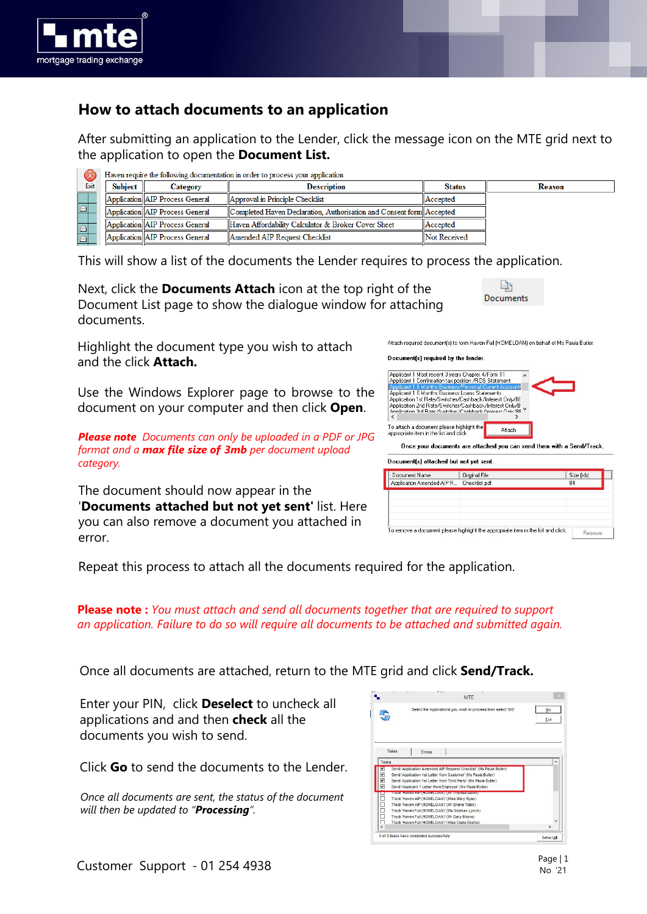## How to attach documents to an application

After submitting an application to the Lender, click the message icon on the MTE grid next to the application to open the **Document List.**

Haven require the following documentation in order to process your application

| Subject | Category | Description | Status | Reason |
|---|---|---|---|---|
| Application | AIP Process General | Approval in Principle Checklist | Accepted | |
| Application | AIP Process General | Completed Haven Declaration, Authorisation and Consent form | Accepted | |
| Application | AIP Process General | Haven Affordability Calculator & Broker Cover Sheet | Accepted | |
| Application | AIP Process General | Amended AIP Request Checklist | Not Received | |

This will show a list of the documents the Lender requires to process the application.

Next, click the **Documents Attach** icon at the top right of the Document List page to show the dialogue window for attaching documents.

Highlight the document type you wish to attach and the click **Attach.**

Use the Windows Explorer page to browse to the document on your computer and then click **Open**.

***Please note*** *Documents can only be uploaded in a PDF or JPG format and a* ***max file size of 3mb*** *per document upload category.*

The document should now appear in the '**Documents attached but not yet sent'** list. Here you can also remove a document you attached in error.

Repeat this process to attach all the documents required for the application.

**Please note :** *You must attach and send all documents together that are required to support an application. Failure to do so will require all documents to be attached and submitted again.*

Once all documents are attached, return to the MTE grid and click **Send/Track.**

Enter your PIN, click **Deselect** to uncheck all applications and and then **check** all the documents you wish to send.

Click **Go** to send the documents to the Lender.

*Once all documents are sent, the status of the document will then be updated to "**Processing**".*

Customer Support - 01 254 4938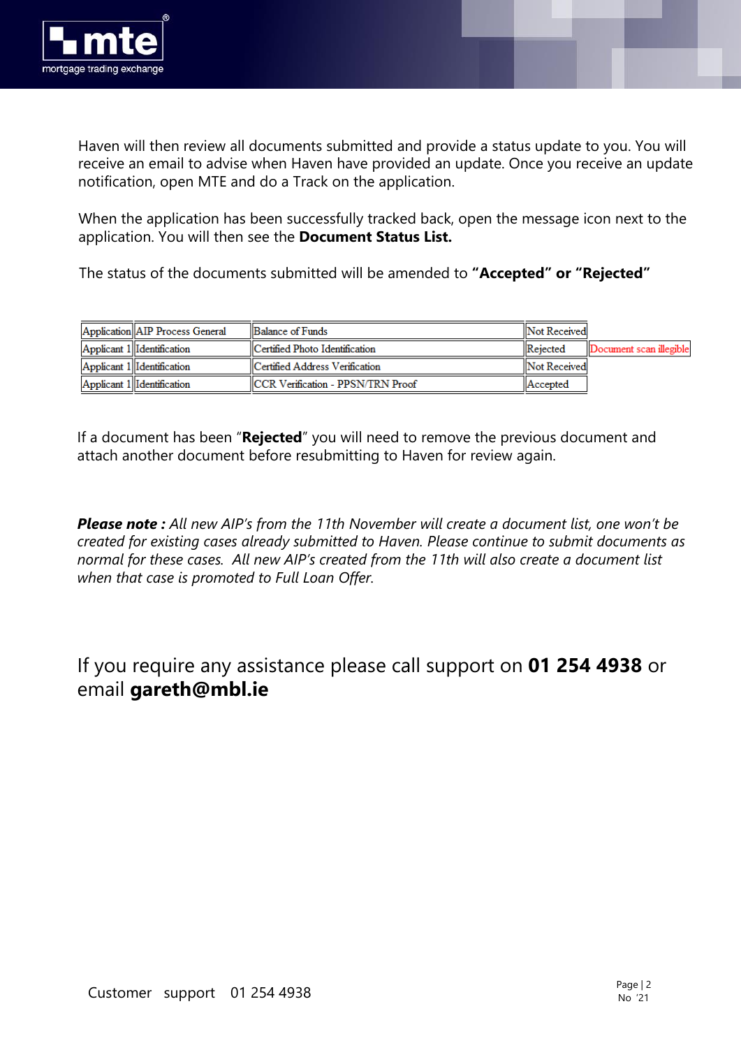Haven will then review all documents submitted and provide a status update to you. You will receive an email to advise when Haven have provided an update. Once you receive an update notification, open MTE and do a Track on the application.

When the application has been successfully tracked back, open the message icon next to the application. You will then see the **Document Status List.**

The status of the documents submitted will be amended to **"Accepted" or "Rejected"**

| | | | | |
|---|---|---|---|---|
| Application | AIP Process General | Balance of Funds | Not Received | |
| Applicant 1 | Identification | Certified Photo Identification | Rejected | Document scan illegible |
| Applicant 1 | Identification | Certified Address Verification | Not Received | |
| Applicant 1 | Identification | CCR Verification - PPSN/TRN Proof | Accepted | |

If a document has been "**Rejected**" you will need to remove the previous document and attach another document before resubmitting to Haven for review again.

***Please note :*** *All new AIP's from the 11th November will create a document list, one won't be created for existing cases already submitted to Haven. Please continue to submit documents as normal for these cases. All new AIP's created from the 11th will also create a document list when that case is promoted to Full Loan Offer.*

If you require any assistance please call support on **01 254 4938** or email **gareth@mbl.ie**